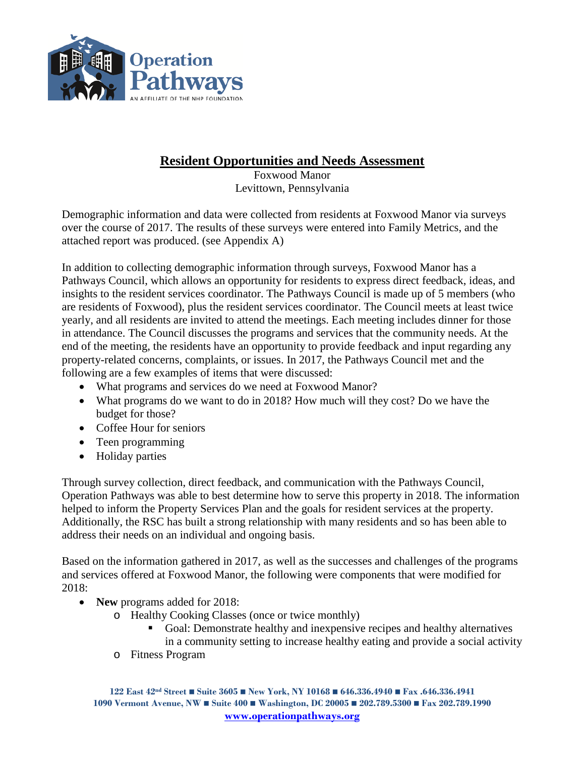# Resident Opportunities and Needs Assessment

Foxwood Manor
Levittown, Pennsylvania

Demographic information and data were collected from residents at Foxwood Manor via surveys over the course of 2017. The results of these surveys were entered into Family Metrics, and the attached report was produced. (see Appendix A)

In addition to collecting demographic information through surveys, Foxwood Manor has a Pathways Council, which allows an opportunity for residents to express direct feedback, ideas, and insights to the resident services coordinator. The Pathways Council is made up of 5 members (who are residents of Foxwood), plus the resident services coordinator. The Council meets at least twice yearly, and all residents are invited to attend the meetings. Each meeting includes dinner for those in attendance. The Council discusses the programs and services that the community needs. At the end of the meeting, the residents have an opportunity to provide feedback and input regarding any property-related concerns, complaints, or issues. In 2017, the Pathways Council met and the following are a few examples of items that were discussed:

- What programs and services do we need at Foxwood Manor?
- What programs do we want to do in 2018? How much will they cost? Do we have the budget for those?
- Coffee Hour for seniors
- Teen programming
- Holiday parties

Through survey collection, direct feedback, and communication with the Pathways Council, Operation Pathways was able to best determine how to serve this property in 2018. The information helped to inform the Property Services Plan and the goals for resident services at the property. Additionally, the RSC has built a strong relationship with many residents and so has been able to address their needs on an individual and ongoing basis.

Based on the information gathered in 2017, as well as the successes and challenges of the programs and services offered at Foxwood Manor, the following were components that were modified for 2018:

- **New** programs added for 2018:
  - Healthy Cooking Classes (once or twice monthly)
    - Goal: Demonstrate healthy and inexpensive recipes and healthy alternatives in a community setting to increase healthy eating and provide a social activity
  - Fitness Program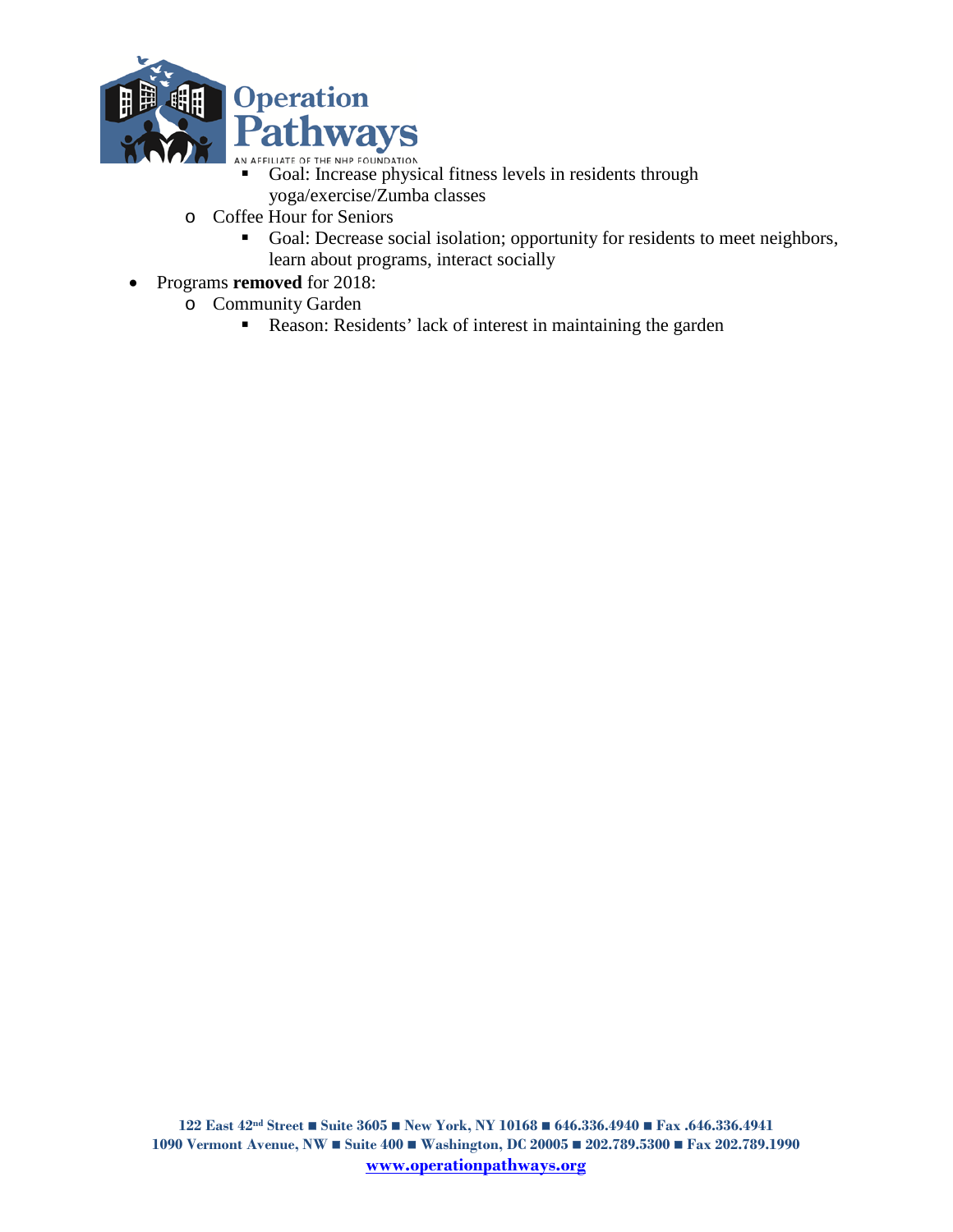- Goal: Increase physical fitness levels in residents through yoga/exercise/Zumba classes
    - Coffee Hour for Seniors
        - Goal: Decrease social isolation; opportunity for residents to meet neighbors, learn about programs, interact socially
- Programs **removed** for 2018:
    - Community Garden
        - Reason: Residents' lack of interest in maintaining the garden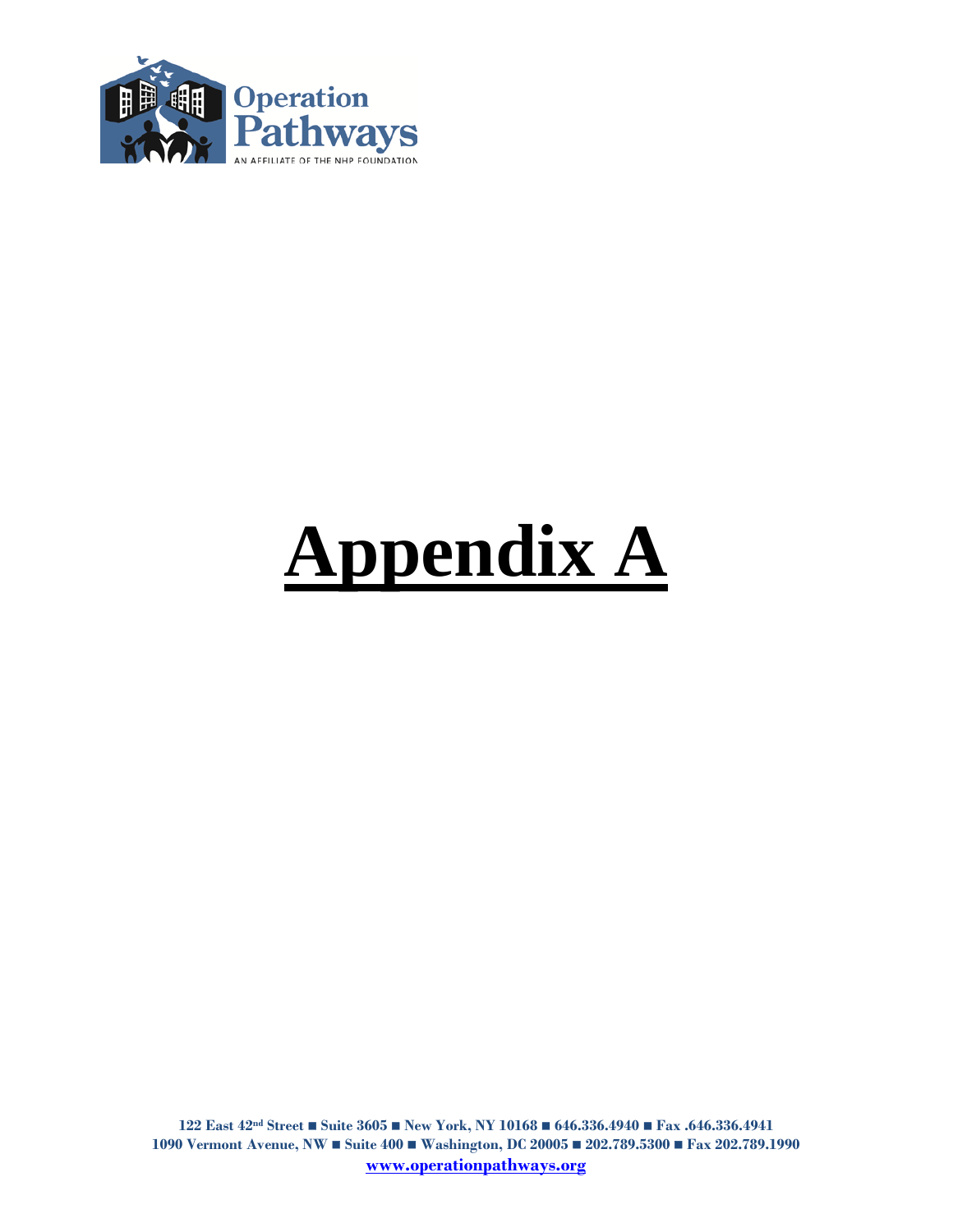# Appendix A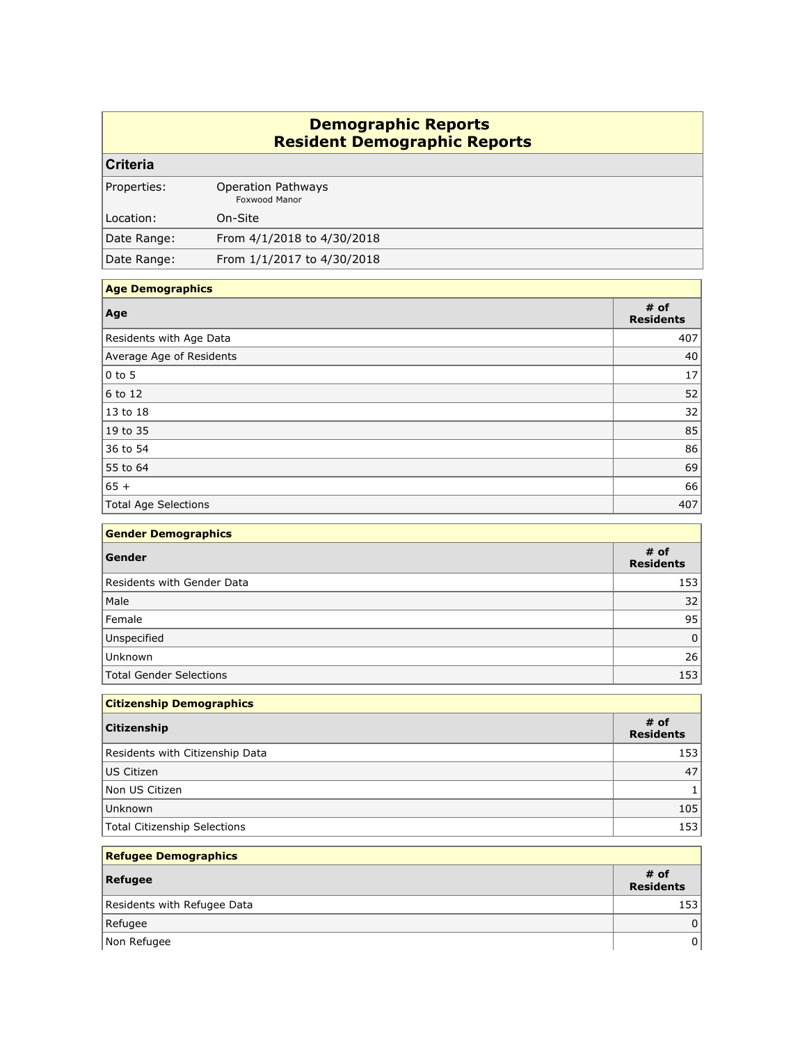# Demographic Reports
## Resident Demographic Reports

| Criteria | |
|---|---|
| Properties: | Operation Pathways<br>Foxwood Manor |
| Location: | On-Site |
| Date Range: | From 4/1/2018 to 4/30/2018 |
| Date Range: | From 1/1/2017 to 4/30/2018 |

**Age Demographics**

| Age | # of Residents |
|---|---|
| Residents with Age Data | 407 |
| Average Age of Residents | 40 |
| 0 to 5 | 17 |
| 6 to 12 | 52 |
| 13 to 18 | 32 |
| 19 to 35 | 85 |
| 36 to 54 | 86 |
| 55 to 64 | 69 |
| 65 + | 66 |
| Total Age Selections | 407 |

**Gender Demographics**

| Gender | # of Residents |
|---|---|
| Residents with Gender Data | 153 |
| Male | 32 |
| Female | 95 |
| Unspecified | 0 |
| Unknown | 26 |
| Total Gender Selections | 153 |

**Citizenship Demographics**

| Citizenship | # of Residents |
|---|---|
| Residents with Citizenship Data | 153 |
| US Citizen | 47 |
| Non US Citizen | 1 |
| Unknown | 105 |
| Total Citizenship Selections | 153 |

**Refugee Demographics**

| Refugee | # of Residents |
|---|---|
| Residents with Refugee Data | 153 |
| Refugee | 0 |
| Non Refugee | 0 |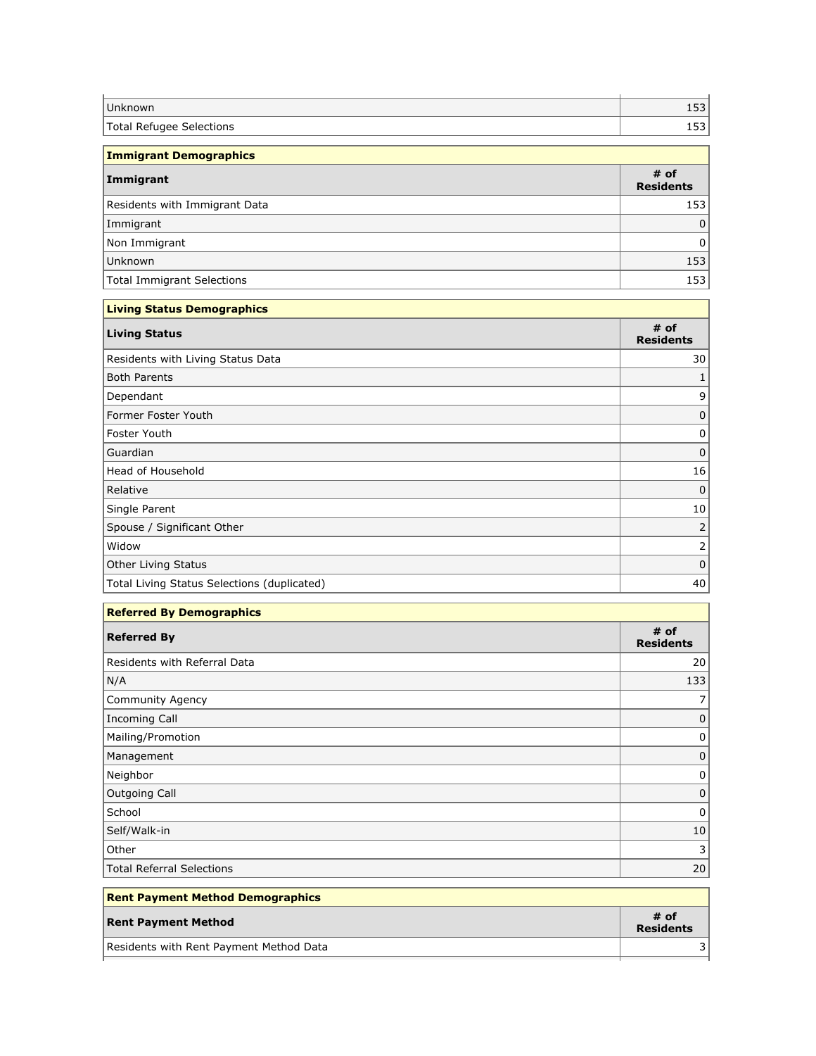| | |
|---|---|
| Unknown | 153 |
| Total Refugee Selections | 153 |

| **Immigrant Demographics** | |
|---|---|
| **Immigrant** | **# of Residents** |
| Residents with Immigrant Data | 153 |
| Immigrant | 0 |
| Non Immigrant | 0 |
| Unknown | 153 |
| Total Immigrant Selections | 153 |

| **Living Status Demographics** | |
|---|---|
| **Living Status** | **# of Residents** |
| Residents with Living Status Data | 30 |
| Both Parents | 1 |
| Dependant | 9 |
| Former Foster Youth | 0 |
| Foster Youth | 0 |
| Guardian | 0 |
| Head of Household | 16 |
| Relative | 0 |
| Single Parent | 10 |
| Spouse / Significant Other | 2 |
| Widow | 2 |
| Other Living Status | 0 |
| Total Living Status Selections (duplicated) | 40 |

| **Referred By Demographics** | |
|---|---|
| **Referred By** | **# of Residents** |
| Residents with Referral Data | 20 |
| N/A | 133 |
| Community Agency | 7 |
| Incoming Call | 0 |
| Mailing/Promotion | 0 |
| Management | 0 |
| Neighbor | 0 |
| Outgoing Call | 0 |
| School | 0 |
| Self/Walk-in | 10 |
| Other | 3 |
| Total Referral Selections | 20 |

| **Rent Payment Method Demographics** | |
|---|---|
| **Rent Payment Method** | **# of Residents** |
| Residents with Rent Payment Method Data | 3 |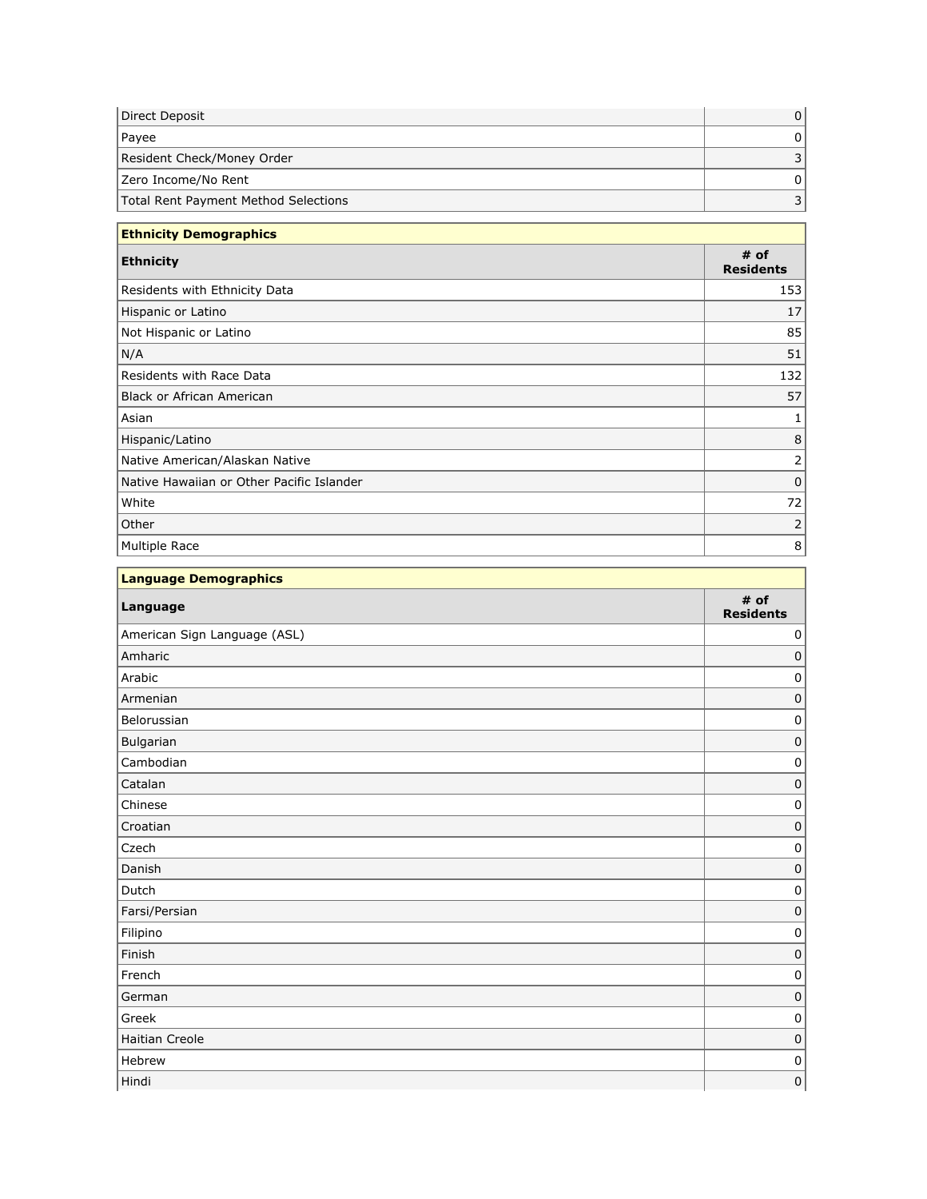| | |
|---|---|
| Direct Deposit | 0 |
| Payee | 0 |
| Resident Check/Money Order | 3 |
| Zero Income/No Rent | 0 |
| Total Rent Payment Method Selections | 3 |

| **Ethnicity Demographics** | |
|---|---|
| **Ethnicity** | **# of Residents** |
| Residents with Ethnicity Data | 153 |
| Hispanic or Latino | 17 |
| Not Hispanic or Latino | 85 |
| N/A | 51 |
| Residents with Race Data | 132 |
| Black or African American | 57 |
| Asian | 1 |
| Hispanic/Latino | 8 |
| Native American/Alaskan Native | 2 |
| Native Hawaiian or Other Pacific Islander | 0 |
| White | 72 |
| Other | 2 |
| Multiple Race | 8 |

| **Language Demographics** | |
|---|---|
| **Language** | **# of Residents** |
| American Sign Language (ASL) | 0 |
| Amharic | 0 |
| Arabic | 0 |
| Armenian | 0 |
| Belorussian | 0 |
| Bulgarian | 0 |
| Cambodian | 0 |
| Catalan | 0 |
| Chinese | 0 |
| Croatian | 0 |
| Czech | 0 |
| Danish | 0 |
| Dutch | 0 |
| Farsi/Persian | 0 |
| Filipino | 0 |
| Finish | 0 |
| French | 0 |
| German | 0 |
| Greek | 0 |
| Haitian Creole | 0 |
| Hebrew | 0 |
| Hindi | 0 |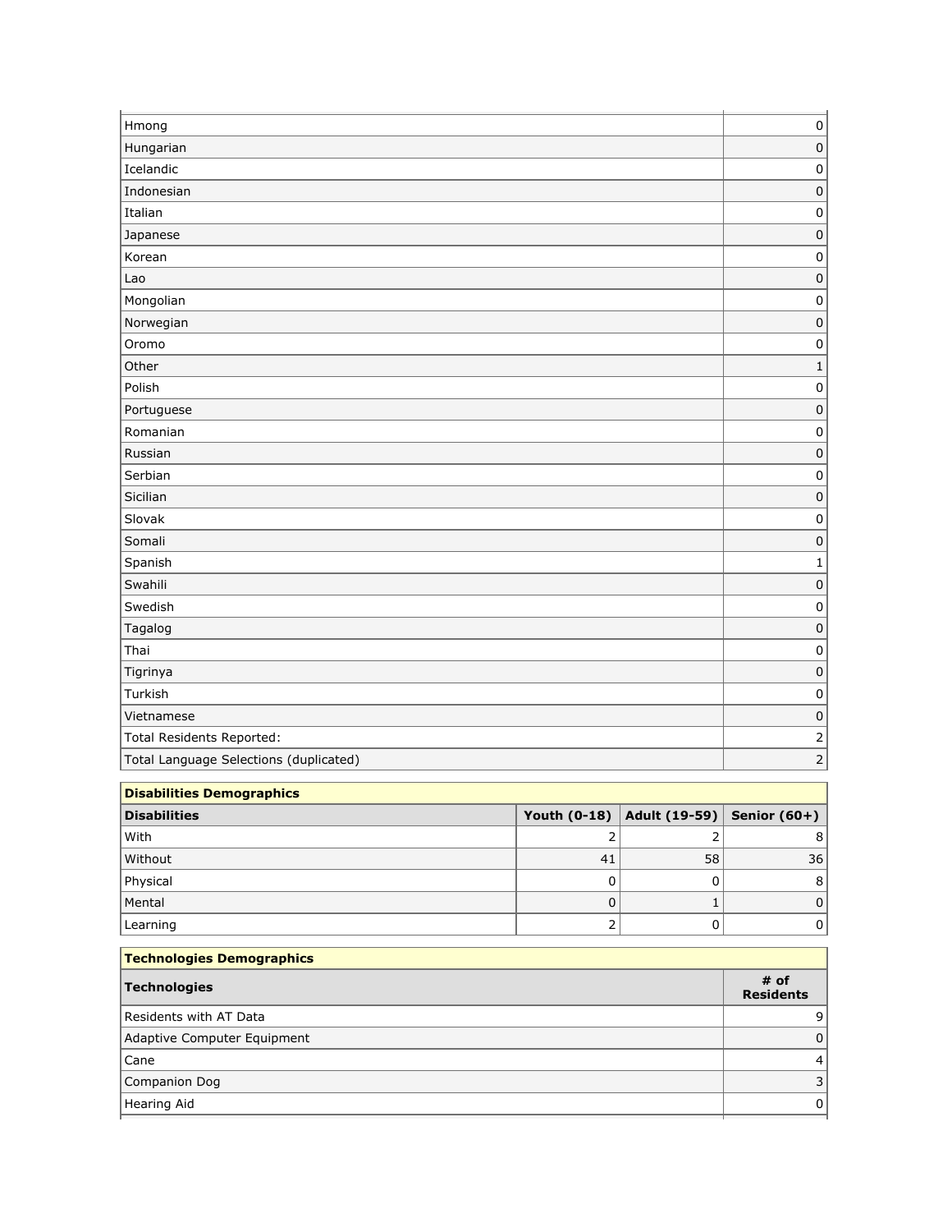| | |
|---|---|
| Hmong | 0 |
| Hungarian | 0 |
| Icelandic | 0 |
| Indonesian | 0 |
| Italian | 0 |
| Japanese | 0 |
| Korean | 0 |
| Lao | 0 |
| Mongolian | 0 |
| Norwegian | 0 |
| Oromo | 0 |
| Other | 1 |
| Polish | 0 |
| Portuguese | 0 |
| Romanian | 0 |
| Russian | 0 |
| Serbian | 0 |
| Sicilian | 0 |
| Slovak | 0 |
| Somali | 0 |
| Spanish | 1 |
| Swahili | 0 |
| Swedish | 0 |
| Tagalog | 0 |
| Thai | 0 |
| Tigrinya | 0 |
| Turkish | 0 |
| Vietnamese | 0 |
| Total Residents Reported: | 2 |
| Total Language Selections (duplicated) | 2 |

**Disabilities Demographics**

| Disabilities | Youth (0-18) | Adult (19-59) | Senior (60+) |
|---|---|---|---|
| With | 2 | 2 | 8 |
| Without | 41 | 58 | 36 |
| Physical | 0 | 0 | 8 |
| Mental | 0 | 1 | 0 |
| Learning | 2 | 0 | 0 |

**Technologies Demographics**

| Technologies | # of Residents |
|---|---|
| Residents with AT Data | 9 |
| Adaptive Computer Equipment | 0 |
| Cane | 4 |
| Companion Dog | 3 |
| Hearing Aid | 0 |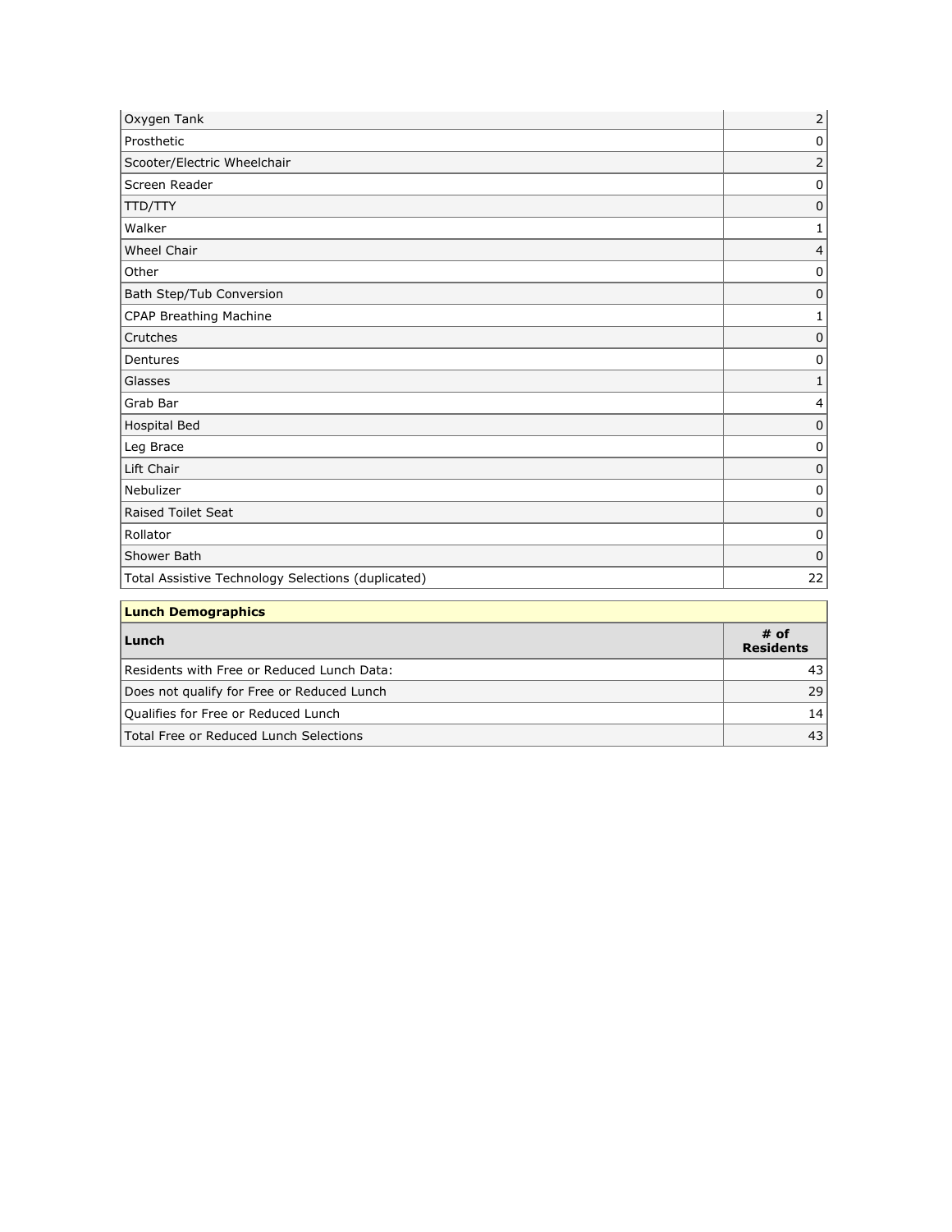| | |
|---|---|
| Oxygen Tank | 2 |
| Prosthetic | 0 |
| Scooter/Electric Wheelchair | 2 |
| Screen Reader | 0 |
| TTD/TTY | 0 |
| Walker | 1 |
| Wheel Chair | 4 |
| Other | 0 |
| Bath Step/Tub Conversion | 0 |
| CPAP Breathing Machine | 1 |
| Crutches | 0 |
| Dentures | 0 |
| Glasses | 1 |
| Grab Bar | 4 |
| Hospital Bed | 0 |
| Leg Brace | 0 |
| Lift Chair | 0 |
| Nebulizer | 0 |
| Raised Toilet Seat | 0 |
| Rollator | 0 |
| Shower Bath | 0 |
| Total Assistive Technology Selections (duplicated) | 22 |

**Lunch Demographics**

| Lunch | # of Residents |
|---|---|
| Residents with Free or Reduced Lunch Data: | 43 |
| Does not qualify for Free or Reduced Lunch | 29 |
| Qualifies for Free or Reduced Lunch | 14 |
| Total Free or Reduced Lunch Selections | 43 |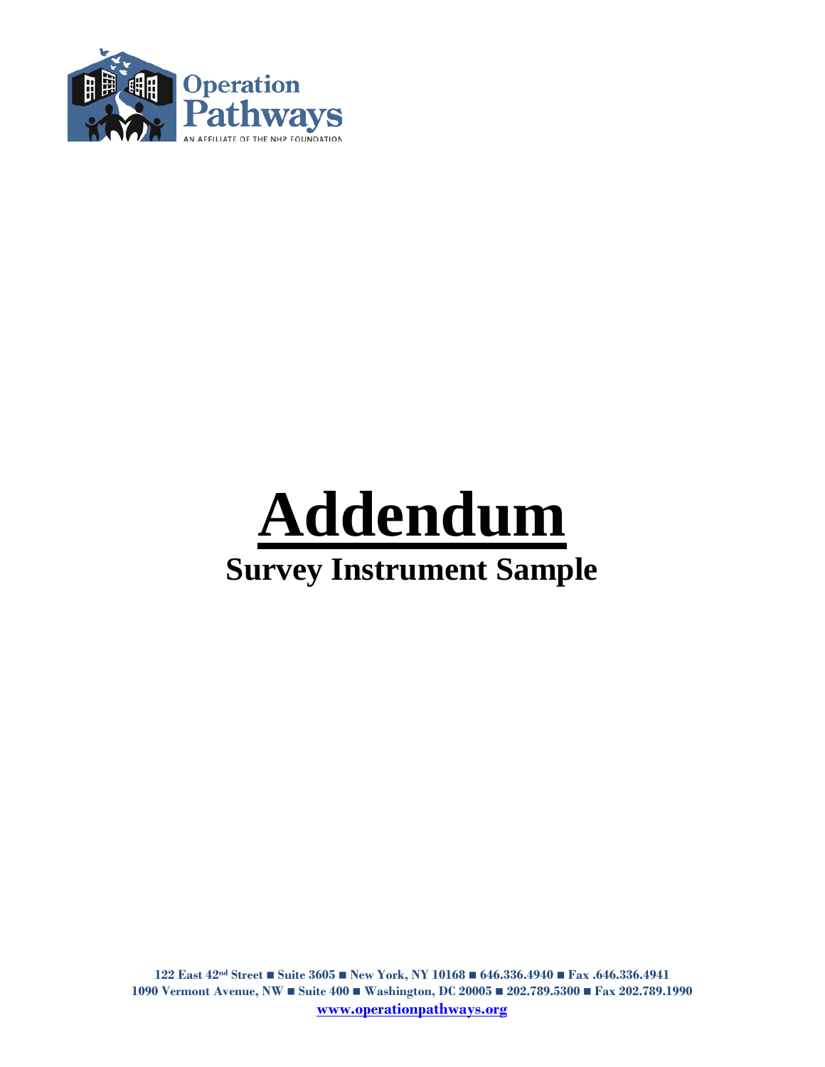Operation Pathways

AN AFFILIATE OF THE NHP FOUNDATION

# Addendum

## Survey Instrument Sample

122 East 42nd Street ■ Suite 3605 ■ New York, NY 10168 ■ 646.336.4940 ■ Fax .646.336.4941
1090 Vermont Avenue, NW ■ Suite 400 ■ Washington, DC 20005 ■ 202.789.5300 ■ Fax 202.789.1990
www.operationpathways.org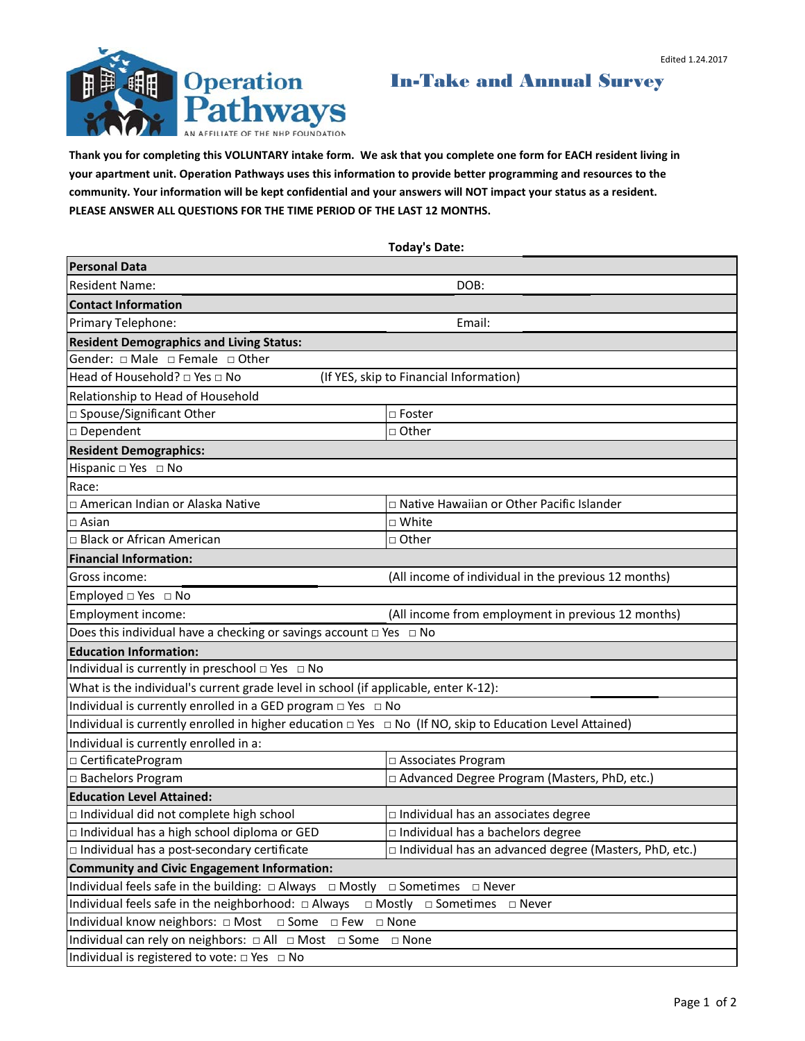Edited 1.24.2017

Operation Pathways

AN AFFILIATE OF THE NHP FOUNDATION

# In-Take and Annual Survey

**Thank you for completing this VOLUNTARY intake form. We ask that you complete one form for EACH resident living in your apartment unit. Operation Pathways uses this information to provide better programming and resources to the community. Your information will be kept confidential and your answers will NOT impact your status as a resident. PLEASE ANSWER ALL QUESTIONS FOR THE TIME PERIOD OF THE LAST 12 MONTHS.**

**Today's Date:**

| **Personal Data** | |
|---|---|
| Resident Name: | DOB: |
| **Contact Information** | |
| Primary Telephone: | Email: |
| **Resident Demographics and Living Status:** | |
| Gender: □ Male □ Female □ Other | |
| Head of Household? □ Yes □ No | (If YES, skip to Financial Information) |
| Relationship to Head of Household | |
| □ Spouse/Significant Other | □ Foster |
| □ Dependent | □ Other |
| **Resident Demographics:** | |
| Hispanic □ Yes □ No | |
| Race: | |
| □ American Indian or Alaska Native | □ Native Hawaiian or Other Pacific Islander |
| □ Asian | □ White |
| □ Black or African American | □ Other |
| **Financial Information:** | |
| Gross income: | (All income of individual in the previous 12 months) |
| Employed □ Yes □ No | |
| Employment income: | (All income from employment in previous 12 months) |
| Does this individual have a checking or savings account □ Yes □ No | |
| **Education Information:** | |
| Individual is currently in preschool □ Yes □ No | |
| What is the individual's current grade level in school (if applicable, enter K-12): | |
| Individual is currently enrolled in a GED program □ Yes □ No | |
| Individual is currently enrolled in higher education □ Yes □ No (If NO, skip to Education Level Attained) | |
| Individual is currently enrolled in a: | |
| □ CertificateProgram | □ Associates Program |
| □ Bachelors Program | □ Advanced Degree Program (Masters, PhD, etc.) |
| **Education Level Attained:** | |
| □ Individual did not complete high school | □ Individual has an associates degree |
| □ Individual has a high school diploma or GED | □ Individual has a bachelors degree |
| □ Individual has a post-secondary certificate | □ Individual has an advanced degree (Masters, PhD, etc.) |
| **Community and Civic Engagement Information:** | |
| Individual feels safe in the building: □ Always □ Mostly □ Sometimes □ Never | |
| Individual feels safe in the neighborhood: □ Always □ Mostly □ Sometimes □ Never | |
| Individual know neighbors: □ Most □ Some □ Few □ None | |
| Individual can rely on neighbors: □ All □ Most □ Some □ None | |
| Individual is registered to vote: □ Yes □ No | |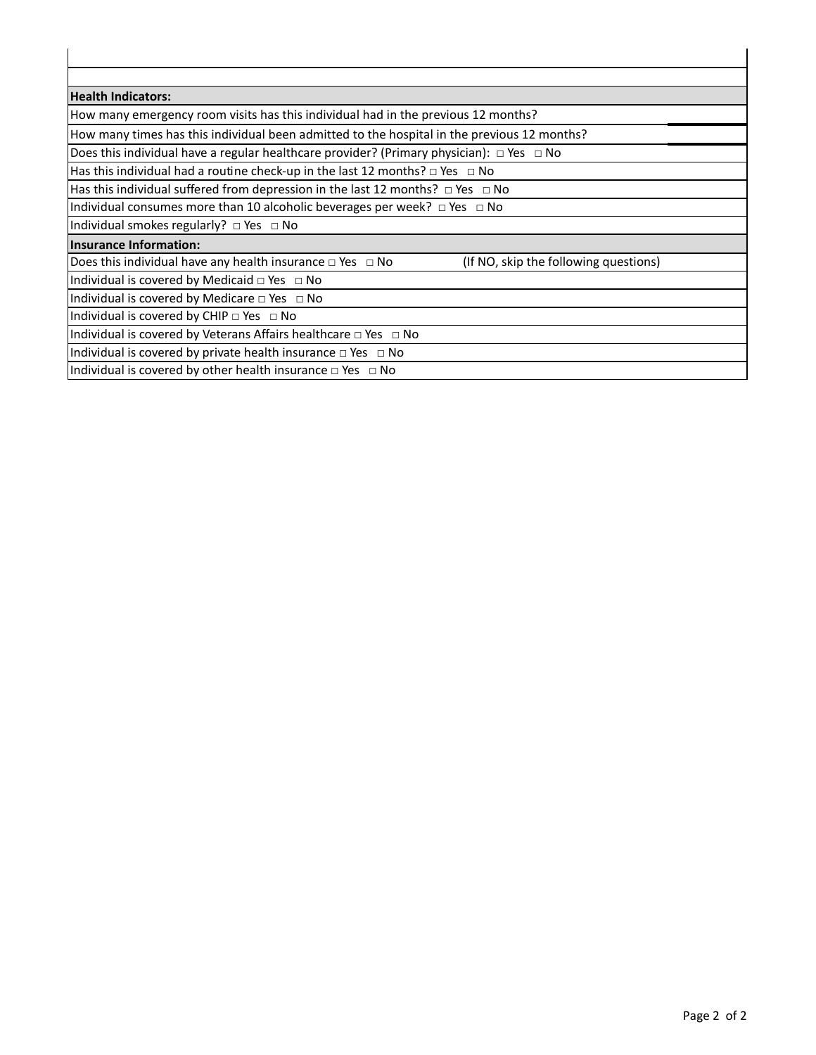| | |
|---|---|
| | |
| | |
| **Health Indicators:** | |
| How many emergency room visits has this individual had in the previous 12 months? | |
| How many times has this individual been admitted to the hospital in the previous 12 months? | |
| Does this individual have a regular healthcare provider? (Primary physician): □ Yes □ No | |
| Has this individual had a routine check-up in the last 12 months? □ Yes □ No | |
| Has this individual suffered from depression in the last 12 months? □ Yes □ No | |
| Individual consumes more than 10 alcoholic beverages per week? □ Yes □ No | |
| Individual smokes regularly? □ Yes □ No | |
| **Insurance Information:** | |
| Does this individual have any health insurance □ Yes □ No (If NO, skip the following questions) | |
| Individual is covered by Medicaid □ Yes □ No | |
| Individual is covered by Medicare □ Yes □ No | |
| Individual is covered by CHIP □ Yes □ No | |
| Individual is covered by Veterans Affairs healthcare □ Yes □ No | |
| Individual is covered by private health insurance □ Yes □ No | |
| Individual is covered by other health insurance □ Yes □ No | |